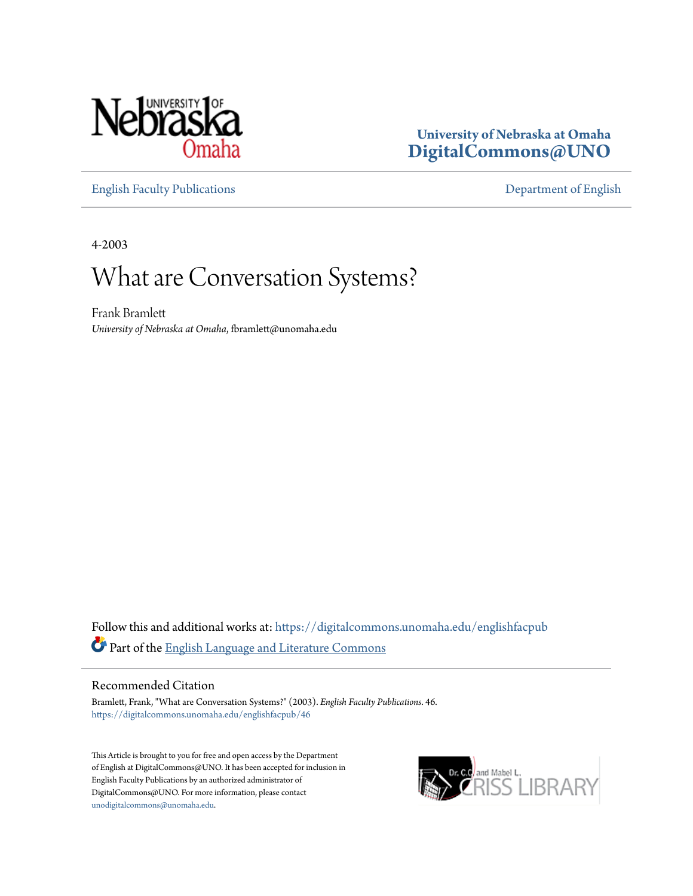University of Nebraska at Omaha
DigitalCommons@UNO

English Faculty Publications

Department of English

4-2003

# What are Conversation Systems?

Frank Bramlett
*University of Nebraska at Omaha*, fbramlett@unomaha.edu

Follow this and additional works at: https://digitalcommons.unomaha.edu/englishfacpub

Part of the English Language and Literature Commons

## Recommended Citation

Bramlett, Frank, "What are Conversation Systems?" (2003). *English Faculty Publications*. 46.
https://digitalcommons.unomaha.edu/englishfacpub/46

This Article is brought to you for free and open access by the Department of English at DigitalCommons@UNO. It has been accepted for inclusion in English Faculty Publications by an authorized administrator of DigitalCommons@UNO. For more information, please contact unodigitalcommons@unomaha.edu.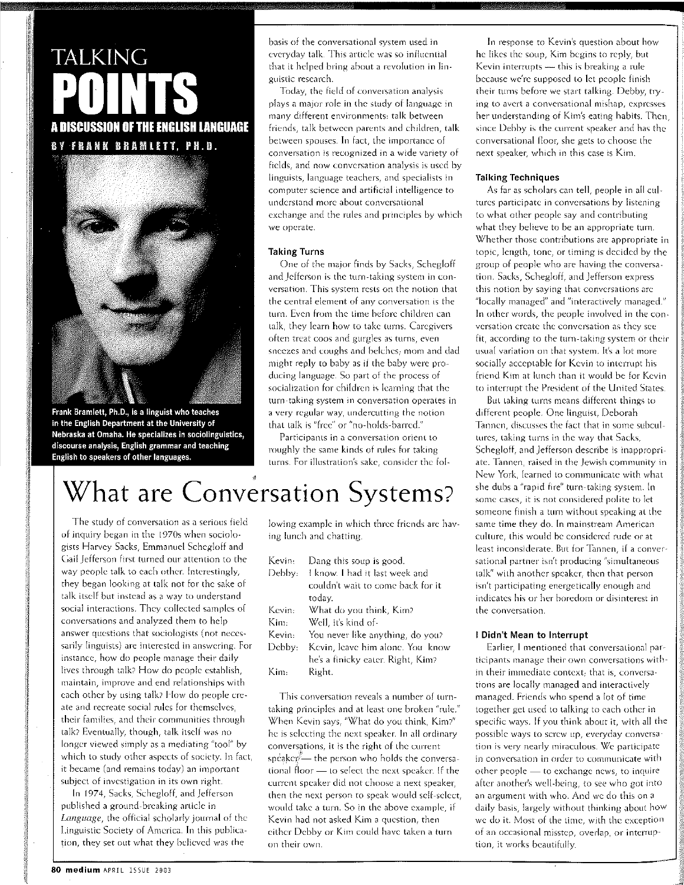# TALKING POINTS

## A DISCUSSION OF THE ENGLISH LANGUAGE

BY FRANK BRAMLETT, PH.D.

**Frank Bramlett, Ph.D., is a linguist who teaches in the English Department at the University of Nebraska at Omaha. He specializes in sociolinguistics, discourse analysis, English grammar and teaching English to speakers of other languages.**

# What are Conversation Systems?

The study of conversation as a serious field of inquiry began in the 1970s when sociologists Harvey Sacks, Emmanuel Schegloff and Gail Jefferson first turned our attention to the way people talk to each other. Interestingly, they began looking at talk not for the sake of talk itself but instead as a way to understand social interactions. They collected samples of conversations and analyzed them to help answer questions that sociologists (not necessarily linguists) are interested in answering. For instance, how do people manage their daily lives through talk? How do people establish, maintain, improve and end relationships with each other by using talk? How do people create and recreate social rules for themselves, their families, and their communities through talk? Eventually, though, talk itself was no longer viewed simply as a mediating "tool" by which to study other aspects of society. In fact, it became (and remains today) an important subject of investigation in its own right.

In 1974, Sacks, Schegloff, and Jefferson published a ground-breaking article in *Language*, the official scholarly journal of the Linguistic Society of America. In this publication, they set out what they believed was the basis of the conversational system used in everyday talk. This article was so influential that it helped bring about a revolution in linguistic research.

Today, the field of conversation analysis plays a major role in the study of language in many different environments: talk between friends, talk between parents and children, talk between spouses. In fact, the importance of conversation is recognized in a wide variety of fields, and now conversation analysis is used by linguists, language teachers, and specialists in computer science and artificial intelligence to understand more about conversational exchange and the rules and principles by which we operate.

### Taking Turns

One of the major finds by Sacks, Schegloff and Jefferson is the turn-taking system in conversation. This system rests on the notion that the central element of any conversation is the turn. Even from the time before children can talk, they learn how to take turns. Caregivers often treat coos and gurgles as turns, even sneezes and coughs and belches; mom and dad might reply to baby as if the baby were producing language. So part of the process of socialization for children is learning that the turn-taking system in conversation operates in a very regular way, undercutting the notion that talk is "free" or "no-holds-barred."

Participants in a conversation orient to roughly the same kinds of rules for taking turns. For illustration's sake, consider the following example in which three friends are having lunch and chatting.

Kevin: Dang this soup is good.
Debby: I know. I had it last week and couldn't wait to come back for it today.
Kevin: What do you think, Kim?
Kim: Well, it's kind of-
Kevin: You never like anything, do you?
Debby: Kevin, leave him alone. You know he's a finicky eater. Right, Kim?
Kim: Right.

This conversation reveals a number of turn-taking principles and at least one broken "rule." When Kevin says, "What do you think, Kim?" he is selecting the next speaker. In all ordinary conversations, it is the right of the current speaker — the person who holds the conversational floor — to select the next speaker. If the current speaker did not choose a next speaker, then the next person to speak would self-select, would take a turn. So in the above example, if Kevin had not asked Kim a question, then either Debby or Kim could have taken a turn on their own.

In response to Kevin's question about how he likes the soup, Kim begins to reply, but Kevin interrupts — this is breaking a rule because we're supposed to let people finish their turns before we start talking. Debby, trying to avert a conversational mishap, expresses her understanding of Kim's eating habits. Then, since Debby is the current speaker and has the conversational floor, she gets to choose the next speaker, which in this case is Kim.

### Talking Techniques

As far as scholars can tell, people in all cultures participate in conversations by listening to what other people say and contributing what they believe to be an appropriate turn. Whether those contributions are appropriate in topic, length, tone, or timing is decided by the group of people who are having the conversation. Sacks, Schegloff, and Jefferson express this notion by saying that conversations are "locally managed" and "interactively managed." In other words, the people involved in the conversation create the conversation as they see fit, according to the turn-taking system or their usual variation on that system. It's a lot more socially acceptable for Kevin to interrupt his friend Kim at lunch than it would be for Kevin to interrupt the President of the United States.

But taking turns means different things to different people. One linguist, Deborah Tannen, discusses the fact that in some subcultures, taking turns in the way that Sacks, Schegloff, and Jefferson describe is inappropriate. Tannen, raised in the Jewish community in New York, learned to communicate with what she dubs a "rapid fire" turn-taking system. In some cases, it is not considered polite to let someone finish a turn without speaking at the same time they do. In mainstream American culture, this would be considered rude or at least inconsiderate. But for Tannen, if a conversational partner isn't producing "simultaneous talk" with another speaker, then that person isn't participating energetically enough and indicates his or her boredom or disinterest in the conversation.

### I Didn't Mean to Interrupt

Earlier, I mentioned that conversational participants manage their own conversations within their immediate context; that is, conversations are locally managed and interactively managed. Friends who spend a lot of time together get used to talking to each other in specific ways. If you think about it, with all the possible ways to screw up, everyday conversation is very nearly miraculous. We participate in conversation in order to communicate with other people — to exchange news, to inquire after another's well-being, to see who got into an argument with who. And we do this on a daily basis, largely without thinking about how we do it. Most of the time, with the exception of an occasional misstep, overlap, or interruption, it works beautifully.